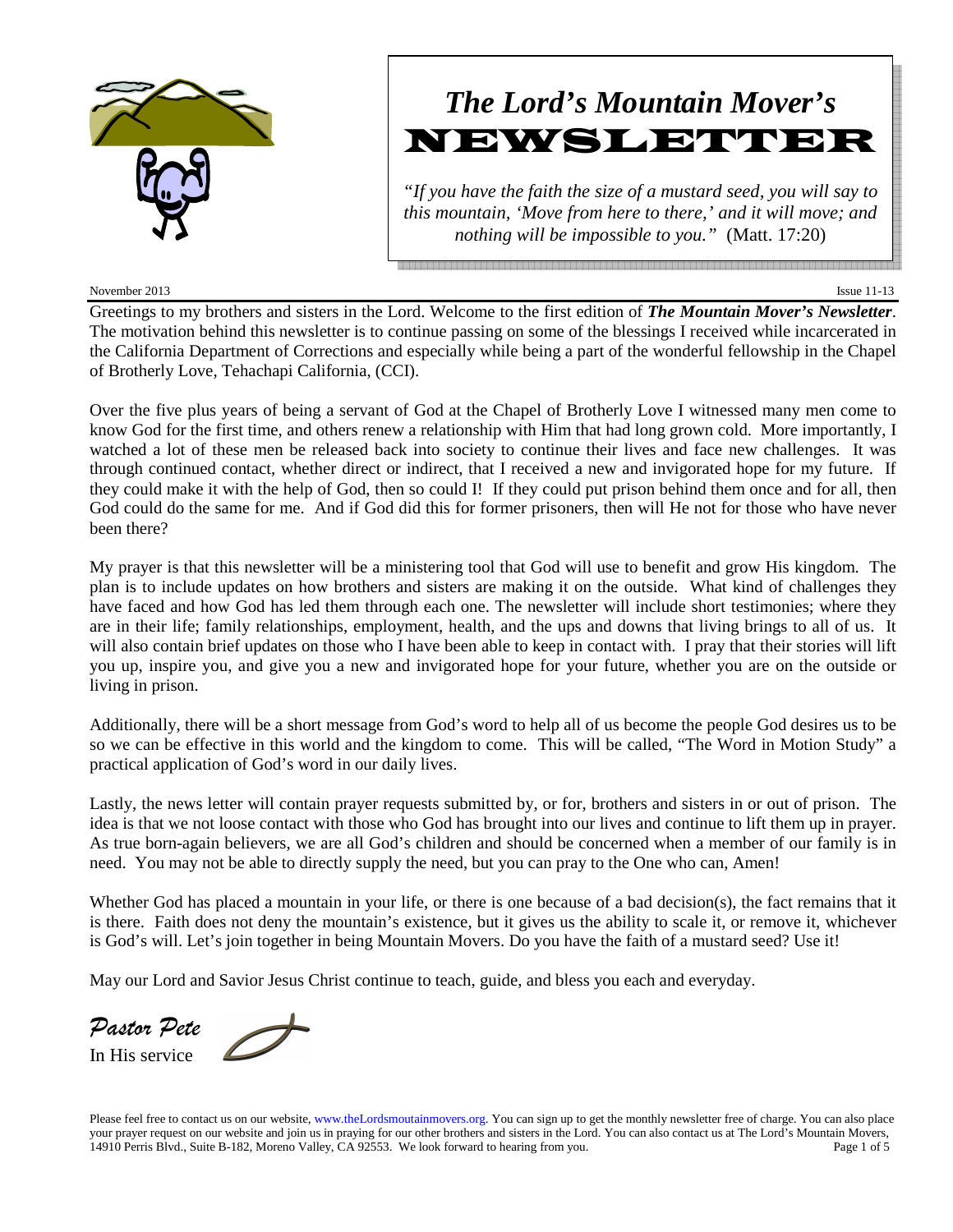# *The Lord's Mountain Mover's* NEWSLETTER

*"If you have the faith the size of a mustard seed, you will say to this mountain, 'Move from here to there,' and it will move; and nothing will be impossible to you."* (Matt. 17:20)

November 2013 Issue 11-13

Greetings to my brothers and sisters in the Lord. Welcome to the first edition of ***The Mountain Mover's Newsletter***. The motivation behind this newsletter is to continue passing on some of the blessings I received while incarcerated in the California Department of Corrections and especially while being a part of the wonderful fellowship in the Chapel of Brotherly Love, Tehachapi California, (CCI).

Over the five plus years of being a servant of God at the Chapel of Brotherly Love I witnessed many men come to know God for the first time, and others renew a relationship with Him that had long grown cold. More importantly, I watched a lot of these men be released back into society to continue their lives and face new challenges. It was through continued contact, whether direct or indirect, that I received a new and invigorated hope for my future. If they could make it with the help of God, then so could I! If they could put prison behind them once and for all, then God could do the same for me. And if God did this for former prisoners, then will He not for those who have never been there?

My prayer is that this newsletter will be a ministering tool that God will use to benefit and grow His kingdom. The plan is to include updates on how brothers and sisters are making it on the outside. What kind of challenges they have faced and how God has led them through each one. The newsletter will include short testimonies; where they are in their life; family relationships, employment, health, and the ups and downs that living brings to all of us. It will also contain brief updates on those who I have been able to keep in contact with. I pray that their stories will lift you up, inspire you, and give you a new and invigorated hope for your future, whether you are on the outside or living in prison.

Additionally, there will be a short message from God's word to help all of us become the people God desires us to be so we can be effective in this world and the kingdom to come. This will be called, "The Word in Motion Study" a practical application of God's word in our daily lives.

Lastly, the news letter will contain prayer requests submitted by, or for, brothers and sisters in or out of prison. The idea is that we not loose contact with those who God has brought into our lives and continue to lift them up in prayer. As true born-again believers, we are all God's children and should be concerned when a member of our family is in need. You may not be able to directly supply the need, but you can pray to the One who can, Amen!

Whether God has placed a mountain in your life, or there is one because of a bad decision(s), the fact remains that it is there. Faith does not deny the mountain's existence, but it gives us the ability to scale it, or remove it, whichever is God's will. Let's join together in being Mountain Movers. Do you have the faith of a mustard seed? Use it!

May our Lord and Savior Jesus Christ continue to teach, guide, and bless you each and everyday.

*Pastor Pete*
In His service

Please feel free to contact us on our website, www.theLordsmoutainmovers.org. You can sign up to get the monthly newsletter free of charge. You can also place your prayer request on our website and join us in praying for our other brothers and sisters in the Lord. You can also contact us at The Lord's Mountain Movers, 14910 Perris Blvd., Suite B-182, Moreno Valley, CA 92553. We look forward to hearing from you.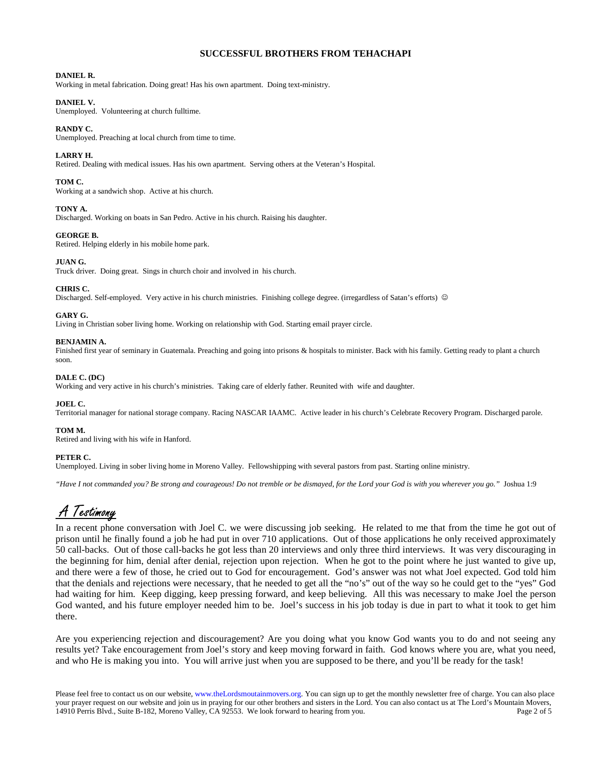## SUCCESSFUL BROTHERS FROM TEHACHAPI

**DANIEL R.**
Working in metal fabrication. Doing great! Has his own apartment. Doing text-ministry.

**DANIEL V.**
Unemployed. Volunteering at church fulltime.

**RANDY C.**
Unemployed. Preaching at local church from time to time.

**LARRY H.**
Retired. Dealing with medical issues. Has his own apartment. Serving others at the Veteran's Hospital.

**TOM C.**
Working at a sandwich shop. Active at his church.

**TONY A.**
Discharged. Working on boats in San Pedro. Active in his church. Raising his daughter.

**GEORGE B.**
Retired. Helping elderly in his mobile home park.

**JUAN G.**
Truck driver. Doing great. Sings in church choir and involved in his church.

**CHRIS C.**
Discharged. Self-employed. Very active in his church ministries. Finishing college degree. (irregardless of Satan's efforts) ☺

**GARY G.**
Living in Christian sober living home. Working on relationship with God. Starting email prayer circle.

**BENJAMIN A.**
Finished first year of seminary in Guatemala. Preaching and going into prisons & hospitals to minister. Back with his family. Getting ready to plant a church soon.

**DALE C. (DC)**
Working and very active in his church's ministries. Taking care of elderly father. Reunited with wife and daughter.

**JOEL C.**
Territorial manager for national storage company. Racing NASCAR IAAMC. Active leader in his church's Celebrate Recovery Program. Discharged parole.

**TOM M.**
Retired and living with his wife in Hanford.

**PETER C.**
Unemployed. Living in sober living home in Moreno Valley. Fellowshipping with several pastors from past. Starting online ministry.

*"Have I not commanded you? Be strong and courageous! Do not tremble or be dismayed, for the Lord your God is with you wherever you go."* Joshua 1:9

## A Testimony

In a recent phone conversation with Joel C. we were discussing job seeking. He related to me that from the time he got out of prison until he finally found a job he had put in over 710 applications. Out of those applications he only received approximately 50 call-backs. Out of those call-backs he got less than 20 interviews and only three third interviews. It was very discouraging in the beginning for him, denial after denial, rejection upon rejection. When he got to the point where he just wanted to give up, and there were a few of those, he cried out to God for encouragement. God's answer was not what Joel expected. God told him that the denials and rejections were necessary, that he needed to get all the "no's" out of the way so he could get to the "yes" God had waiting for him. Keep digging, keep pressing forward, and keep believing. All this was necessary to make Joel the person God wanted, and his future employer needed him to be. Joel's success in his job today is due in part to what it took to get him there.

Are you experiencing rejection and discouragement? Are you doing what you know God wants you to do and not seeing any results yet? Take encouragement from Joel's story and keep moving forward in faith. God knows where you are, what you need, and who He is making you into. You will arrive just when you are supposed to be there, and you'll be ready for the task!

Please feel free to contact us on our website, www.theLordsmoutainmovers.org. You can sign up to get the monthly newsletter free of charge. You can also place your prayer request on our website and join us in praying for our other brothers and sisters in the Lord. You can also contact us at The Lord's Mountain Movers, 14910 Perris Blvd., Suite B-182, Moreno Valley, CA 92553. We look forward to hearing from you.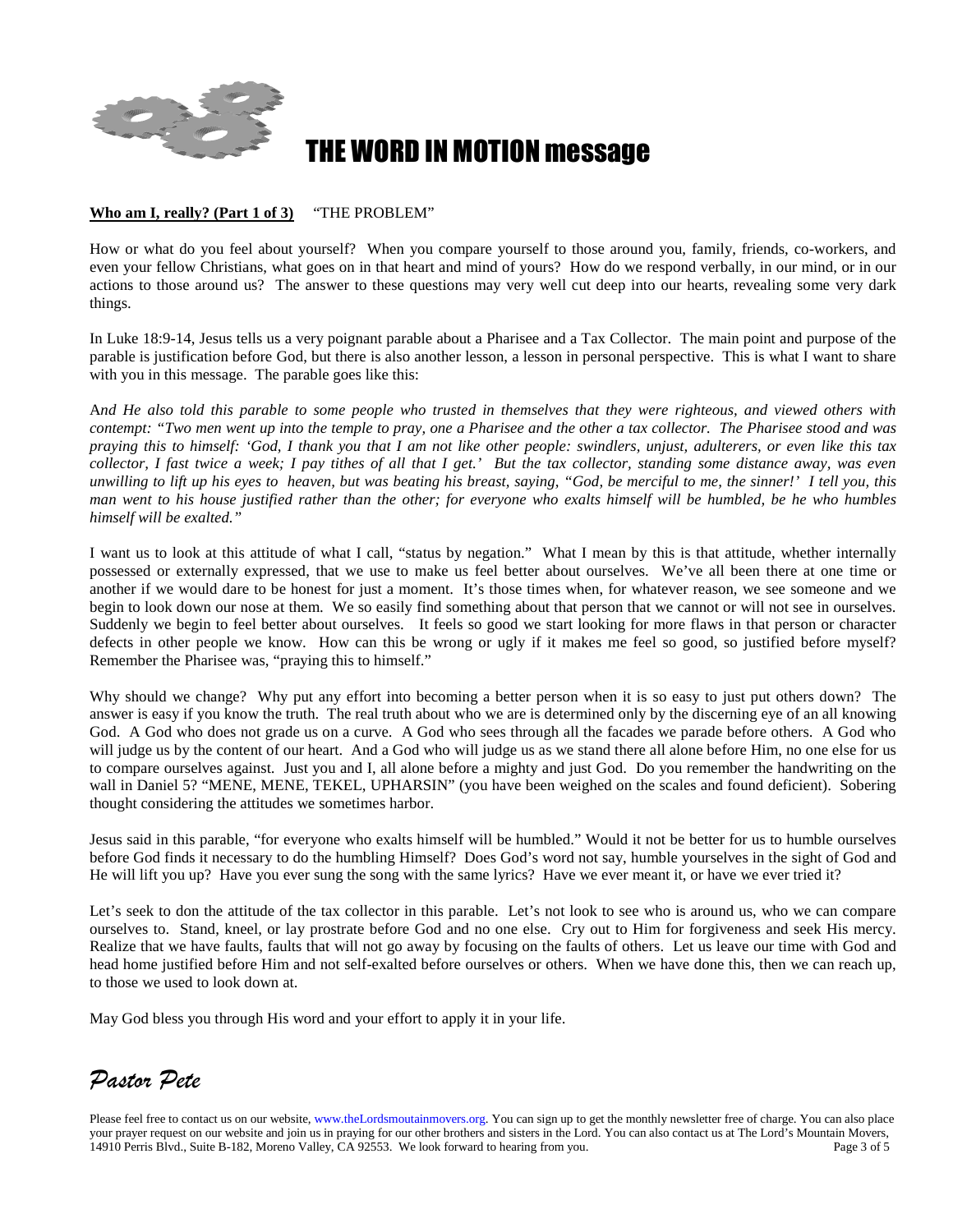# THE WORD IN MOTION message

**Who am I, really? (Part 1 of 3)** "THE PROBLEM"

How or what do you feel about yourself? When you compare yourself to those around you, family, friends, co-workers, and even your fellow Christians, what goes on in that heart and mind of yours? How do we respond verbally, in our mind, or in our actions to those around us? The answer to these questions may very well cut deep into our hearts, revealing some very dark things.

In Luke 18:9-14, Jesus tells us a very poignant parable about a Pharisee and a Tax Collector. The main point and purpose of the parable is justification before God, but there is also another lesson, a lesson in personal perspective. This is what I want to share with you in this message. The parable goes like this:

*And He also told this parable to some people who trusted in themselves that they were righteous, and viewed others with contempt: "Two men went up into the temple to pray, one a Pharisee and the other a tax collector. The Pharisee stood and was praying this to himself: 'God, I thank you that I am not like other people: swindlers, unjust, adulterers, or even like this tax collector, I fast twice a week; I pay tithes of all that I get.' But the tax collector, standing some distance away, was even unwilling to lift up his eyes to heaven, but was beating his breast, saying, "God, be merciful to me, the sinner!' I tell you, this man went to his house justified rather than the other; for everyone who exalts himself will be humbled, be he who humbles himself will be exalted."*

I want us to look at this attitude of what I call, "status by negation." What I mean by this is that attitude, whether internally possessed or externally expressed, that we use to make us feel better about ourselves. We've all been there at one time or another if we would dare to be honest for just a moment. It's those times when, for whatever reason, we see someone and we begin to look down our nose at them. We so easily find something about that person that we cannot or will not see in ourselves. Suddenly we begin to feel better about ourselves. It feels so good we start looking for more flaws in that person or character defects in other people we know. How can this be wrong or ugly if it makes me feel so good, so justified before myself? Remember the Pharisee was, "praying this to himself."

Why should we change? Why put any effort into becoming a better person when it is so easy to just put others down? The answer is easy if you know the truth. The real truth about who we are is determined only by the discerning eye of an all knowing God. A God who does not grade us on a curve. A God who sees through all the facades we parade before others. A God who will judge us by the content of our heart. And a God who will judge us as we stand there all alone before Him, no one else for us to compare ourselves against. Just you and I, all alone before a mighty and just God. Do you remember the handwriting on the wall in Daniel 5? "MENE, MENE, TEKEL, UPHARSIN" (you have been weighed on the scales and found deficient). Sobering thought considering the attitudes we sometimes harbor.

Jesus said in this parable, "for everyone who exalts himself will be humbled." Would it not be better for us to humble ourselves before God finds it necessary to do the humbling Himself? Does God's word not say, humble yourselves in the sight of God and He will lift you up? Have you ever sung the song with the same lyrics? Have we ever meant it, or have we ever tried it?

Let's seek to don the attitude of the tax collector in this parable. Let's not look to see who is around us, who we can compare ourselves to. Stand, kneel, or lay prostrate before God and no one else. Cry out to Him for forgiveness and seek His mercy. Realize that we have faults, faults that will not go away by focusing on the faults of others. Let us leave our time with God and head home justified before Him and not self-exalted before ourselves or others. When we have done this, then we can reach up, to those we used to look down at.

May God bless you through His word and your effort to apply it in your life.

*Pastor Pete*

Please feel free to contact us on our website, www.theLordsmoutainmovers.org. You can sign up to get the monthly newsletter free of charge. You can also place your prayer request on our website and join us in praying for our other brothers and sisters in the Lord. You can also contact us at The Lord's Mountain Movers, 14910 Perris Blvd., Suite B-182, Moreno Valley, CA 92553. We look forward to hearing from you.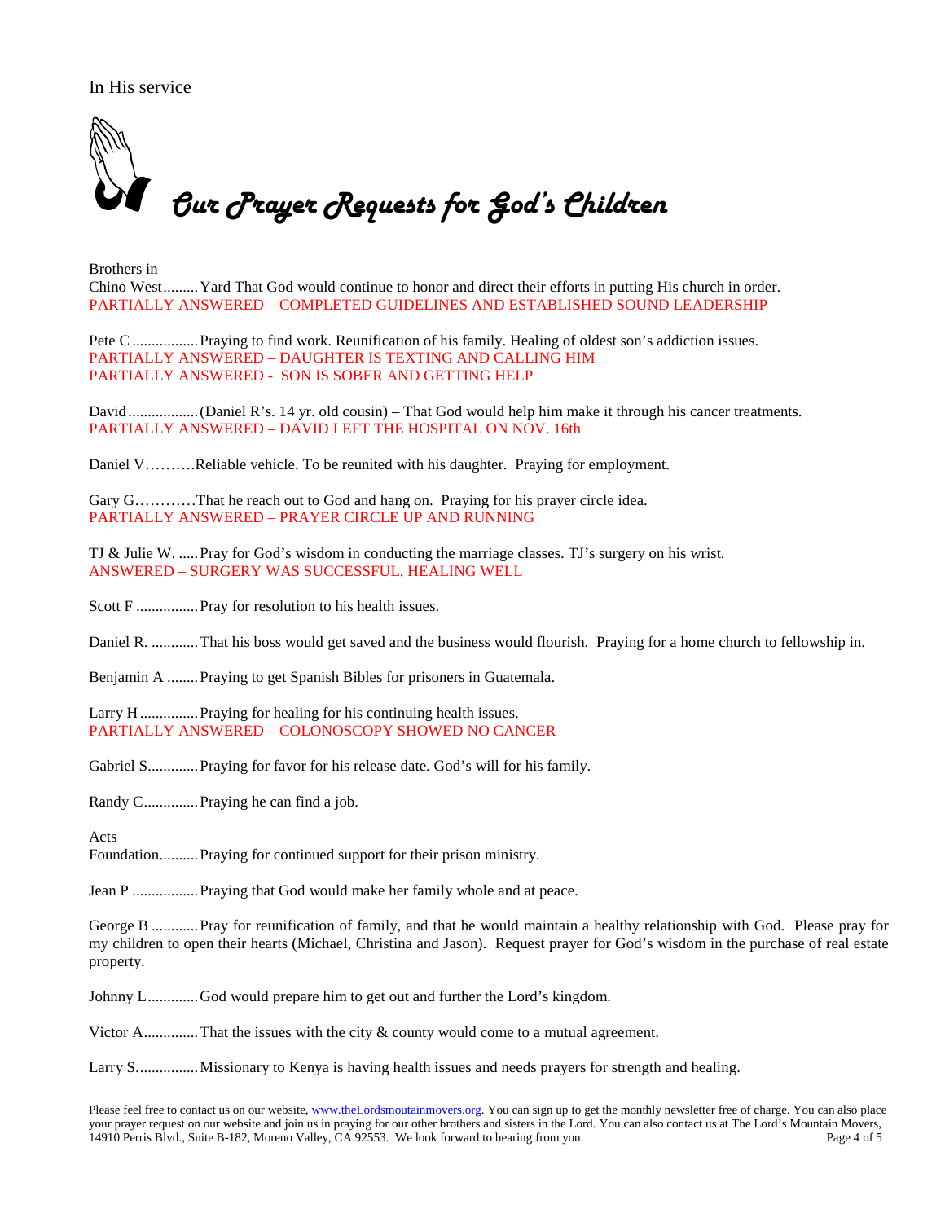In His service

# *Our Prayer Requests for God's Children*

Brothers in
Chino West......... Yard That God would continue to honor and direct their efforts in putting His church in order.
PARTIALLY ANSWERED – COMPLETED GUIDELINES AND ESTABLISHED SOUND LEADERSHIP

Pete C ................. Praying to find work. Reunification of his family. Healing of oldest son's addiction issues.
PARTIALLY ANSWERED – DAUGHTER IS TEXTING AND CALLING HIM
PARTIALLY ANSWERED - SON IS SOBER AND GETTING HELP

David .................. (Daniel R's. 14 yr. old cousin) – That God would help him make it through his cancer treatments.
PARTIALLY ANSWERED – DAVID LEFT THE HOSPITAL ON NOV. 16th

Daniel V………. Reliable vehicle. To be reunited with his daughter. Praying for employment.

Gary G………… That he reach out to God and hang on. Praying for his prayer circle idea.
PARTIALLY ANSWERED – PRAYER CIRCLE UP AND RUNNING

TJ & Julie W. ..... Pray for God's wisdom in conducting the marriage classes. TJ's surgery on his wrist.
ANSWERED – SURGERY WAS SUCCESSFUL, HEALING WELL

Scott F ................ Pray for resolution to his health issues.

Daniel R. ............ That his boss would get saved and the business would flourish. Praying for a home church to fellowship in.

Benjamin A ........ Praying to get Spanish Bibles for prisoners in Guatemala.

Larry H ............... Praying for healing for his continuing health issues.
PARTIALLY ANSWERED – COLONOSCOPY SHOWED NO CANCER

Gabriel S............. Praying for favor for his release date. God's will for his family.

Randy C.............. Praying he can find a job.

Acts
Foundation.......... Praying for continued support for their prison ministry.

Jean P ................. Praying that God would make her family whole and at peace.

George B ............ Pray for reunification of family, and that he would maintain a healthy relationship with God. Please pray for my children to open their hearts (Michael, Christina and Jason). Request prayer for God's wisdom in the purchase of real estate property.

Johnny L............. God would prepare him to get out and further the Lord's kingdom.

Victor A.............. That the issues with the city & county would come to a mutual agreement.

Larry S................ Missionary to Kenya is having health issues and needs prayers for strength and healing.

Please feel free to contact us on our website, www.theLordsmoutainmovers.org. You can sign up to get the monthly newsletter free of charge. You can also place your prayer request on our website and join us in praying for our other brothers and sisters in the Lord. You can also contact us at The Lord's Mountain Movers, 14910 Perris Blvd., Suite B-182, Moreno Valley, CA 92553. We look forward to hearing from you.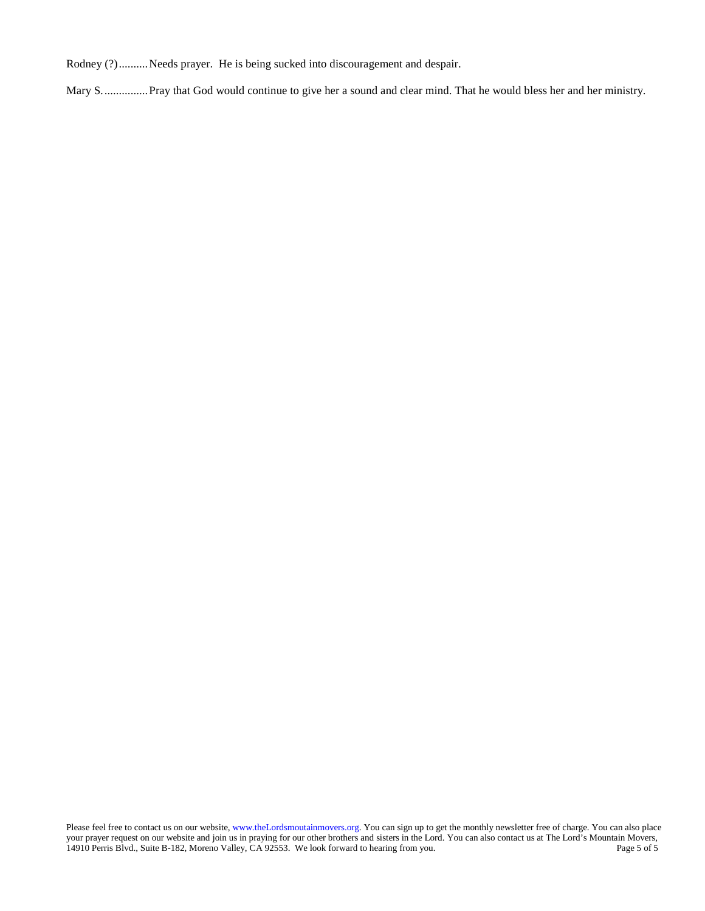Rodney (?)..........Needs prayer. He is being sucked into discouragement and despair.

Mary S. ...............Pray that God would continue to give her a sound and clear mind. That he would bless her and her ministry.